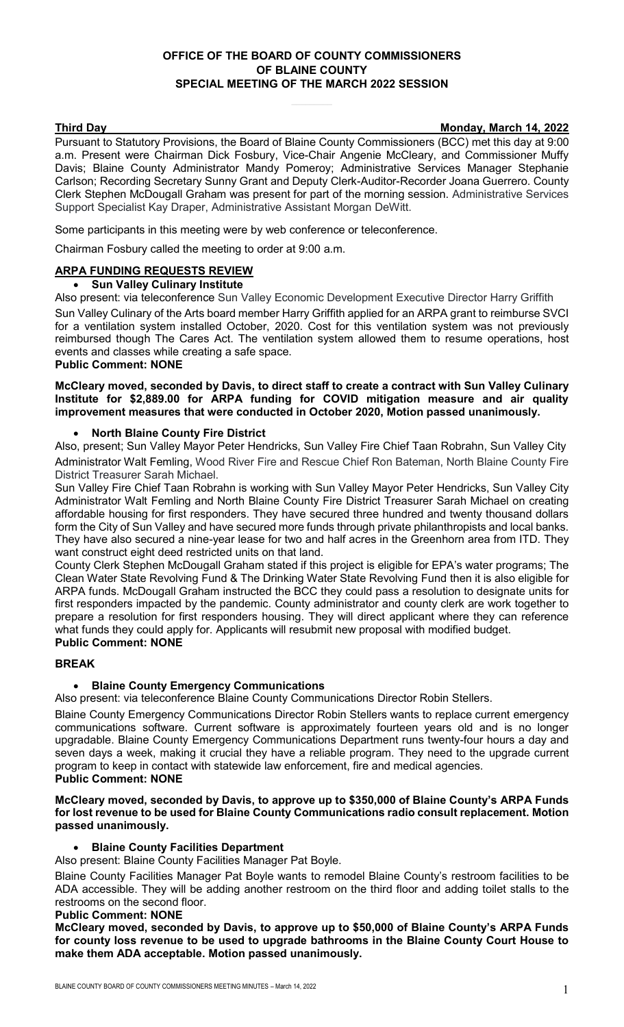**OFFICE OF THE BOARD OF COUNTY COMMISSIONERS**
**OF BLAINE COUNTY**
**SPECIAL MEETING OF THE MARCH 2022 SESSION**

**Third Day** **Monday, March 14, 2022**

Pursuant to Statutory Provisions, the Board of Blaine County Commissioners (BCC) met this day at 9:00 a.m. Present were Chairman Dick Fosbury, Vice-Chair Angenie McCleary, and Commissioner Muffy Davis; Blaine County Administrator Mandy Pomeroy; Administrative Services Manager Stephanie Carlson; Recording Secretary Sunny Grant and Deputy Clerk-Auditor-Recorder Joana Guerrero. County Clerk Stephen McDougall Graham was present for part of the morning session. Administrative Services Support Specialist Kay Draper, Administrative Assistant Morgan DeWitt.

Some participants in this meeting were by web conference or teleconference.

Chairman Fosbury called the meeting to order at 9:00 a.m.

**ARPA FUNDING REQUESTS REVIEW**

- **Sun Valley Culinary Institute**

Also present: via teleconference Sun Valley Economic Development Executive Director Harry Griffith

Sun Valley Culinary of the Arts board member Harry Griffith applied for an ARPA grant to reimburse SVCI for a ventilation system installed October, 2020. Cost for this ventilation system was not previously reimbursed though The Cares Act. The ventilation system allowed them to resume operations, host events and classes while creating a safe space.

**Public Comment: NONE**

**McCleary moved, seconded by Davis, to direct staff to create a contract with Sun Valley Culinary Institute for $2,889.00 for ARPA funding for COVID mitigation measure and air quality improvement measures that were conducted in October 2020, Motion passed unanimously.**

- **North Blaine County Fire District**

Also, present; Sun Valley Mayor Peter Hendricks, Sun Valley Fire Chief Taan Robrahn, Sun Valley City Administrator Walt Femling, Wood River Fire and Rescue Chief Ron Bateman, North Blaine County Fire District Treasurer Sarah Michael.

Sun Valley Fire Chief Taan Robrahn is working with Sun Valley Mayor Peter Hendricks, Sun Valley City Administrator Walt Femling and North Blaine County Fire District Treasurer Sarah Michael on creating affordable housing for first responders. They have secured three hundred and twenty thousand dollars form the City of Sun Valley and have secured more funds through private philanthropists and local banks. They have also secured a nine-year lease for two and half acres in the Greenhorn area from ITD. They want construct eight deed restricted units on that land.

County Clerk Stephen McDougall Graham stated if this project is eligible for EPA's water programs; The Clean Water State Revolving Fund & The Drinking Water State Revolving Fund then it is also eligible for ARPA funds. McDougall Graham instructed the BCC they could pass a resolution to designate units for first responders impacted by the pandemic. County administrator and county clerk are work together to prepare a resolution for first responders housing. They will direct applicant where they can reference what funds they could apply for. Applicants will resubmit new proposal with modified budget.

**Public Comment: NONE**

**BREAK**

- **Blaine County Emergency Communications**

Also present: via teleconference Blaine County Communications Director Robin Stellers.

Blaine County Emergency Communications Director Robin Stellers wants to replace current emergency communications software. Current software is approximately fourteen years old and is no longer upgradable. Blaine County Emergency Communications Department runs twenty-four hours a day and seven days a week, making it crucial they have a reliable program. They need to the upgrade current program to keep in contact with statewide law enforcement, fire and medical agencies.

**Public Comment: NONE**

**McCleary moved, seconded by Davis, to approve up to $350,000 of Blaine County's ARPA Funds for lost revenue to be used for Blaine County Communications radio consult replacement. Motion passed unanimously.**

- **Blaine County Facilities Department**

Also present: Blaine County Facilities Manager Pat Boyle.

Blaine County Facilities Manager Pat Boyle wants to remodel Blaine County's restroom facilities to be ADA accessible. They will be adding another restroom on the third floor and adding toilet stalls to the restrooms on the second floor.

**Public Comment: NONE**

**McCleary moved, seconded by Davis, to approve up to $50,000 of Blaine County's ARPA Funds for county loss revenue to be used to upgrade bathrooms in the Blaine County Court House to make them ADA acceptable. Motion passed unanimously.**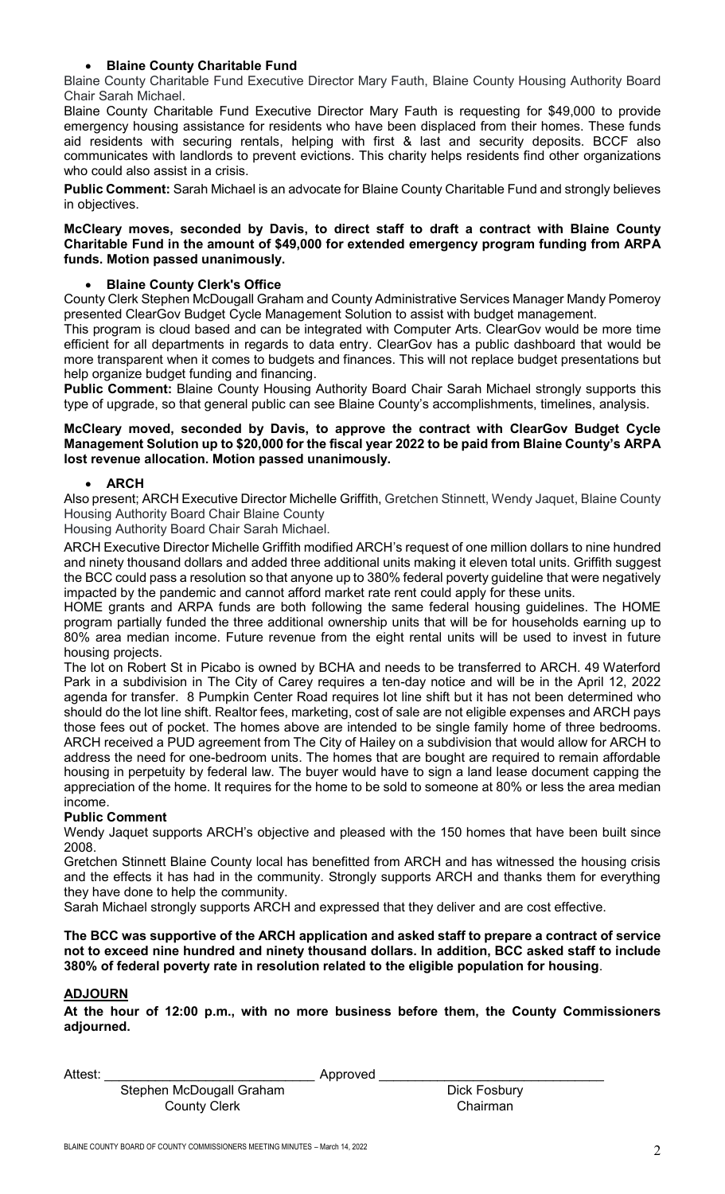- **Blaine County Charitable Fund**

Blaine County Charitable Fund Executive Director Mary Fauth, Blaine County Housing Authority Board Chair Sarah Michael.

Blaine County Charitable Fund Executive Director Mary Fauth is requesting for $49,000 to provide emergency housing assistance for residents who have been displaced from their homes. These funds aid residents with securing rentals, helping with first & last and security deposits. BCCF also communicates with landlords to prevent evictions. This charity helps residents find other organizations who could also assist in a crisis.

**Public Comment:** Sarah Michael is an advocate for Blaine County Charitable Fund and strongly believes in objectives.

**McCleary moves, seconded by Davis, to direct staff to draft a contract with Blaine County Charitable Fund in the amount of $49,000 for extended emergency program funding from ARPA funds. Motion passed unanimously.**

- **Blaine County Clerk's Office**

County Clerk Stephen McDougall Graham and County Administrative Services Manager Mandy Pomeroy presented ClearGov Budget Cycle Management Solution to assist with budget management.

This program is cloud based and can be integrated with Computer Arts. ClearGov would be more time efficient for all departments in regards to data entry. ClearGov has a public dashboard that would be more transparent when it comes to budgets and finances. This will not replace budget presentations but help organize budget funding and financing.

**Public Comment:** Blaine County Housing Authority Board Chair Sarah Michael strongly supports this type of upgrade, so that general public can see Blaine County's accomplishments, timelines, analysis.

**McCleary moved, seconded by Davis, to approve the contract with ClearGov Budget Cycle Management Solution up to $20,000 for the fiscal year 2022 to be paid from Blaine County's ARPA lost revenue allocation. Motion passed unanimously.**

- **ARCH**

Also present; ARCH Executive Director Michelle Griffith, Gretchen Stinnett, Wendy Jaquet, Blaine County Housing Authority Board Chair Blaine County Housing Authority Board Chair Sarah Michael.

ARCH Executive Director Michelle Griffith modified ARCH's request of one million dollars to nine hundred and ninety thousand dollars and added three additional units making it eleven total units. Griffith suggest the BCC could pass a resolution so that anyone up to 380% federal poverty guideline that were negatively impacted by the pandemic and cannot afford market rate rent could apply for these units.

HOME grants and ARPA funds are both following the same federal housing guidelines. The HOME program partially funded the three additional ownership units that will be for households earning up to 80% area median income. Future revenue from the eight rental units will be used to invest in future housing projects.

The lot on Robert St in Picabo is owned by BCHA and needs to be transferred to ARCH. 49 Waterford Park in a subdivision in The City of Carey requires a ten-day notice and will be in the April 12, 2022 agenda for transfer. 8 Pumpkin Center Road requires lot line shift but it has not been determined who should do the lot line shift. Realtor fees, marketing, cost of sale are not eligible expenses and ARCH pays those fees out of pocket. The homes above are intended to be single family home of three bedrooms. ARCH received a PUD agreement from The City of Hailey on a subdivision that would allow for ARCH to address the need for one-bedroom units. The homes that are bought are required to remain affordable housing in perpetuity by federal law. The buyer would have to sign a land lease document capping the appreciation of the home. It requires for the home to be sold to someone at 80% or less the area median income.

**Public Comment**

Wendy Jaquet supports ARCH's objective and pleased with the 150 homes that have been built since 2008.

Gretchen Stinnett Blaine County local has benefitted from ARCH and has witnessed the housing crisis and the effects it has had in the community. Strongly supports ARCH and thanks them for everything they have done to help the community.

Sarah Michael strongly supports ARCH and expressed that they deliver and are cost effective.

**The BCC was supportive of the ARCH application and asked staff to prepare a contract of service not to exceed nine hundred and ninety thousand dollars. In addition, BCC asked staff to include 380% of federal poverty rate in resolution related to the eligible population for housing**.

## ADJOURN

**At the hour of 12:00 p.m., with no more business before them, the County Commissioners adjourned.**

Attest: ____________________________ Approved ____________________________

Stephen McDougall Graham
County Clerk

Dick Fosbury
Chairman